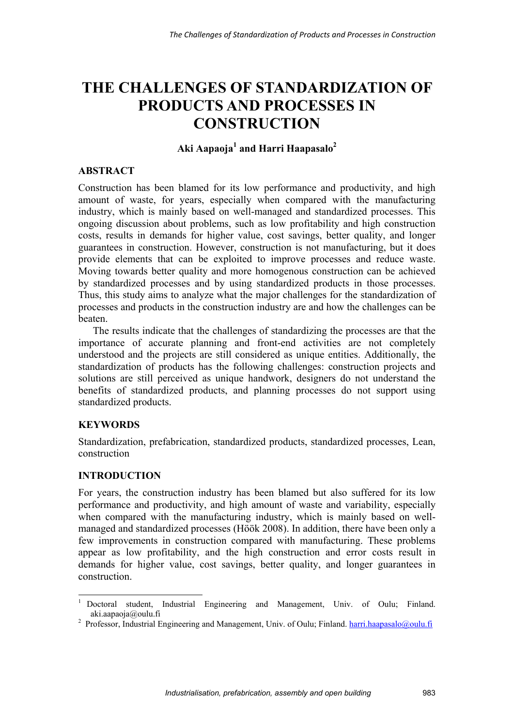# THE CHALLENGES OF STANDARDIZATION OF PRODUCTS AND PROCESSES IN CONSTRUCTION

**Aki Aapaoja[1] and Harri Haapasalo[2]**

## ABSTRACT

Construction has been blamed for its low performance and productivity, and high amount of waste, for years, especially when compared with the manufacturing industry, which is mainly based on well-managed and standardized processes. This ongoing discussion about problems, such as low profitability and high construction costs, results in demands for higher value, cost savings, better quality, and longer guarantees in construction. However, construction is not manufacturing, but it does provide elements that can be exploited to improve processes and reduce waste. Moving towards better quality and more homogenous construction can be achieved by standardized processes and by using standardized products in those processes. Thus, this study aims to analyze what the major challenges for the standardization of processes and products in the construction industry are and how the challenges can be beaten.

The results indicate that the challenges of standardizing the processes are that the importance of accurate planning and front-end activities are not completely understood and the projects are still considered as unique entities. Additionally, the standardization of products has the following challenges: construction projects and solutions are still perceived as unique handwork, designers do not understand the benefits of standardized products, and planning processes do not support using standardized products.

## KEYWORDS

Standardization, prefabrication, standardized products, standardized processes, Lean, construction

## INTRODUCTION

For years, the construction industry has been blamed but also suffered for its low performance and productivity, and high amount of waste and variability, especially when compared with the manufacturing industry, which is mainly based on well-managed and standardized processes (Höök 2008). In addition, there have been only a few improvements in construction compared with manufacturing. These problems appear as low profitability, and the high construction and error costs result in demands for higher value, cost savings, better quality, and longer guarantees in construction.

---

[1] Doctoral student, Industrial Engineering and Management, Univ. of Oulu; Finland. aki.aapaoja@oulu.fi

[2] Professor, Industrial Engineering and Management, Univ. of Oulu; Finland. harri.haapasalo@oulu.fi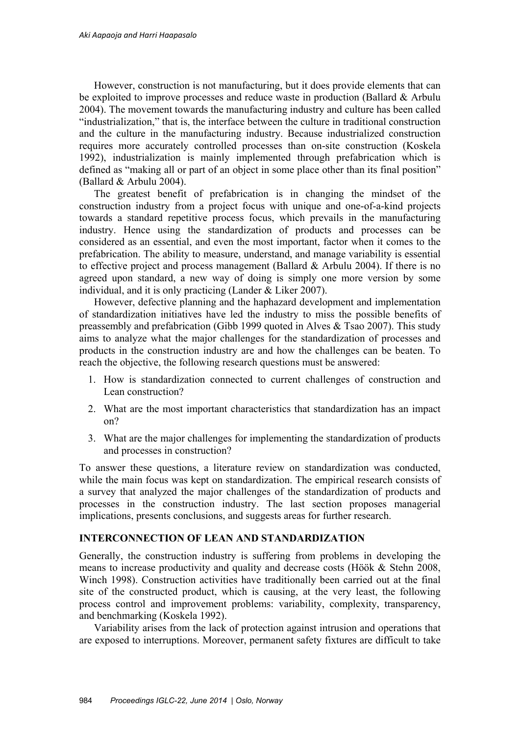However, construction is not manufacturing, but it does provide elements that can be exploited to improve processes and reduce waste in production (Ballard & Arbulu 2004). The movement towards the manufacturing industry and culture has been called "industrialization," that is, the interface between the culture in traditional construction and the culture in the manufacturing industry. Because industrialized construction requires more accurately controlled processes than on-site construction (Koskela 1992), industrialization is mainly implemented through prefabrication which is defined as "making all or part of an object in some place other than its final position" (Ballard & Arbulu 2004).

The greatest benefit of prefabrication is in changing the mindset of the construction industry from a project focus with unique and one-of-a-kind projects towards a standard repetitive process focus, which prevails in the manufacturing industry. Hence using the standardization of products and processes can be considered as an essential, and even the most important, factor when it comes to the prefabrication. The ability to measure, understand, and manage variability is essential to effective project and process management (Ballard & Arbulu 2004). If there is no agreed upon standard, a new way of doing is simply one more version by some individual, and it is only practicing (Lander & Liker 2007).

However, defective planning and the haphazard development and implementation of standardization initiatives have led the industry to miss the possible benefits of preassembly and prefabrication (Gibb 1999 quoted in Alves & Tsao 2007). This study aims to analyze what the major challenges for the standardization of processes and products in the construction industry are and how the challenges can be beaten. To reach the objective, the following research questions must be answered:

1. How is standardization connected to current challenges of construction and Lean construction?
2. What are the most important characteristics that standardization has an impact on?
3. What are the major challenges for implementing the standardization of products and processes in construction?

To answer these questions, a literature review on standardization was conducted, while the main focus was kept on standardization. The empirical research consists of a survey that analyzed the major challenges of the standardization of products and processes in the construction industry. The last section proposes managerial implications, presents conclusions, and suggests areas for further research.

## INTERCONNECTION OF LEAN AND STANDARDIZATION

Generally, the construction industry is suffering from problems in developing the means to increase productivity and quality and decrease costs (Höök & Stehn 2008, Winch 1998). Construction activities have traditionally been carried out at the final site of the constructed product, which is causing, at the very least, the following process control and improvement problems: variability, complexity, transparency, and benchmarking (Koskela 1992).

Variability arises from the lack of protection against intrusion and operations that are exposed to interruptions. Moreover, permanent safety fixtures are difficult to take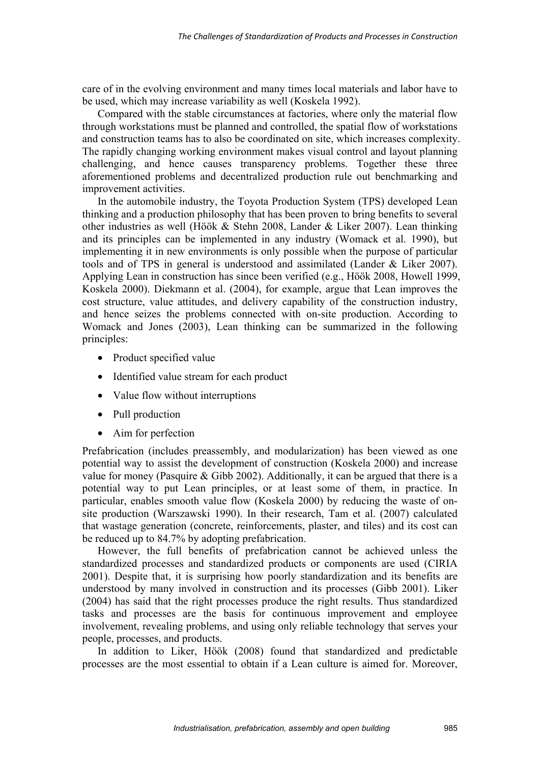care of in the evolving environment and many times local materials and labor have to be used, which may increase variability as well (Koskela 1992).

Compared with the stable circumstances at factories, where only the material flow through workstations must be planned and controlled, the spatial flow of workstations and construction teams has to also be coordinated on site, which increases complexity. The rapidly changing working environment makes visual control and layout planning challenging, and hence causes transparency problems. Together these three aforementioned problems and decentralized production rule out benchmarking and improvement activities.

In the automobile industry, the Toyota Production System (TPS) developed Lean thinking and a production philosophy that has been proven to bring benefits to several other industries as well (Höök & Stehn 2008, Lander & Liker 2007). Lean thinking and its principles can be implemented in any industry (Womack et al. 1990), but implementing it in new environments is only possible when the purpose of particular tools and of TPS in general is understood and assimilated (Lander & Liker 2007). Applying Lean in construction has since been verified (e.g., Höök 2008, Howell 1999, Koskela 2000). Diekmann et al. (2004), for example, argue that Lean improves the cost structure, value attitudes, and delivery capability of the construction industry, and hence seizes the problems connected with on-site production. According to Womack and Jones (2003), Lean thinking can be summarized in the following principles:

- Product specified value
- Identified value stream for each product
- Value flow without interruptions
- Pull production
- Aim for perfection

Prefabrication (includes preassembly, and modularization) has been viewed as one potential way to assist the development of construction (Koskela 2000) and increase value for money (Pasquire & Gibb 2002). Additionally, it can be argued that there is a potential way to put Lean principles, or at least some of them, in practice. In particular, enables smooth value flow (Koskela 2000) by reducing the waste of on-site production (Warszawski 1990). In their research, Tam et al. (2007) calculated that wastage generation (concrete, reinforcements, plaster, and tiles) and its cost can be reduced up to 84.7% by adopting prefabrication.

However, the full benefits of prefabrication cannot be achieved unless the standardized processes and standardized products or components are used (CIRIA 2001). Despite that, it is surprising how poorly standardization and its benefits are understood by many involved in construction and its processes (Gibb 2001). Liker (2004) has said that the right processes produce the right results. Thus standardized tasks and processes are the basis for continuous improvement and employee involvement, revealing problems, and using only reliable technology that serves your people, processes, and products.

In addition to Liker, Höök (2008) found that standardized and predictable processes are the most essential to obtain if a Lean culture is aimed for. Moreover,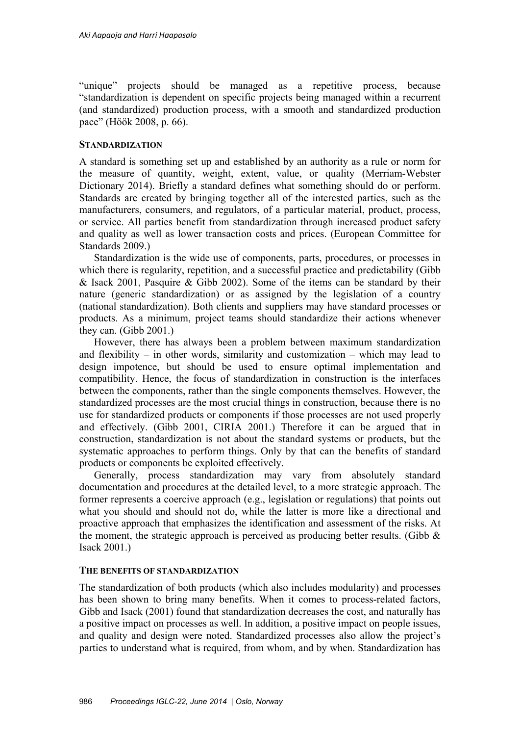"unique" projects should be managed as a repetitive process, because "standardization is dependent on specific projects being managed within a recurrent (and standardized) production process, with a smooth and standardized production pace" (Höök 2008, p. 66).

## STANDARDIZATION

A standard is something set up and established by an authority as a rule or norm for the measure of quantity, weight, extent, value, or quality (Merriam-Webster Dictionary 2014). Briefly a standard defines what something should do or perform. Standards are created by bringing together all of the interested parties, such as the manufacturers, consumers, and regulators, of a particular material, product, process, or service. All parties benefit from standardization through increased product safety and quality as well as lower transaction costs and prices. (European Committee for Standards 2009.)

Standardization is the wide use of components, parts, procedures, or processes in which there is regularity, repetition, and a successful practice and predictability (Gibb & Isack 2001, Pasquire & Gibb 2002). Some of the items can be standard by their nature (generic standardization) or as assigned by the legislation of a country (national standardization). Both clients and suppliers may have standard processes or products. As a minimum, project teams should standardize their actions whenever they can. (Gibb 2001.)

However, there has always been a problem between maximum standardization and flexibility – in other words, similarity and customization – which may lead to design impotence, but should be used to ensure optimal implementation and compatibility. Hence, the focus of standardization in construction is the interfaces between the components, rather than the single components themselves. However, the standardized processes are the most crucial things in construction, because there is no use for standardized products or components if those processes are not used properly and effectively. (Gibb 2001, CIRIA 2001.) Therefore it can be argued that in construction, standardization is not about the standard systems or products, but the systematic approaches to perform things. Only by that can the benefits of standard products or components be exploited effectively.

Generally, process standardization may vary from absolutely standard documentation and procedures at the detailed level, to a more strategic approach. The former represents a coercive approach (e.g., legislation or regulations) that points out what you should and should not do, while the latter is more like a directional and proactive approach that emphasizes the identification and assessment of the risks. At the moment, the strategic approach is perceived as producing better results. (Gibb & Isack 2001.)

## THE BENEFITS OF STANDARDIZATION

The standardization of both products (which also includes modularity) and processes has been shown to bring many benefits. When it comes to process-related factors, Gibb and Isack (2001) found that standardization decreases the cost, and naturally has a positive impact on processes as well. In addition, a positive impact on people issues, and quality and design were noted. Standardized processes also allow the project's parties to understand what is required, from whom, and by when. Standardization has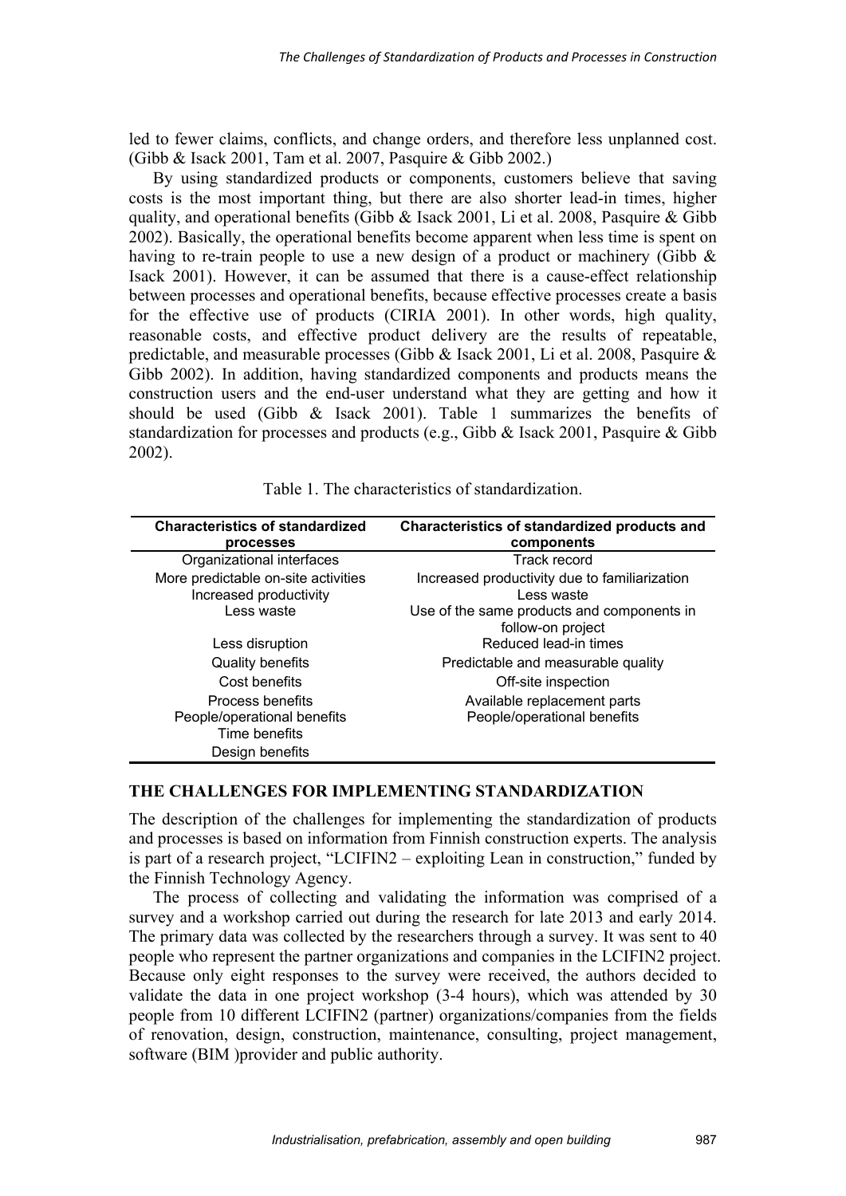led to fewer claims, conflicts, and change orders, and therefore less unplanned cost. (Gibb & Isack 2001, Tam et al. 2007, Pasquire & Gibb 2002.)

By using standardized products or components, customers believe that saving costs is the most important thing, but there are also shorter lead-in times, higher quality, and operational benefits (Gibb & Isack 2001, Li et al. 2008, Pasquire & Gibb 2002). Basically, the operational benefits become apparent when less time is spent on having to re-train people to use a new design of a product or machinery (Gibb & Isack 2001). However, it can be assumed that there is a cause-effect relationship between processes and operational benefits, because effective processes create a basis for the effective use of products (CIRIA 2001). In other words, high quality, reasonable costs, and effective product delivery are the results of repeatable, predictable, and measurable processes (Gibb & Isack 2001, Li et al. 2008, Pasquire & Gibb 2002). In addition, having standardized components and products means the construction users and the end-user understand what they are getting and how it should be used (Gibb & Isack 2001). Table 1 summarizes the benefits of standardization for processes and products (e.g., Gibb & Isack 2001, Pasquire & Gibb 2002).

Table 1. The characteristics of standardization.

| Characteristics of standardized processes | Characteristics of standardized products and components |
|---|---|
| Organizational interfaces | Track record |
| More predictable on-site activities | Increased productivity due to familiarization |
| Increased productivity | Less waste |
| Less waste | Use of the same products and components in follow-on project |
| Less disruption | Reduced lead-in times |
| Quality benefits | Predictable and measurable quality |
| Cost benefits | Off-site inspection |
| Process benefits | Available replacement parts |
| People/operational benefits | People/operational benefits |
| Time benefits | |
| Design benefits | |

## THE CHALLENGES FOR IMPLEMENTING STANDARDIZATION

The description of the challenges for implementing the standardization of products and processes is based on information from Finnish construction experts. The analysis is part of a research project, "LCIFIN2 – exploiting Lean in construction," funded by the Finnish Technology Agency.

The process of collecting and validating the information was comprised of a survey and a workshop carried out during the research for late 2013 and early 2014. The primary data was collected by the researchers through a survey. It was sent to 40 people who represent the partner organizations and companies in the LCIFIN2 project. Because only eight responses to the survey were received, the authors decided to validate the data in one project workshop (3-4 hours), which was attended by 30 people from 10 different LCIFIN2 (partner) organizations/companies from the fields of renovation, design, construction, maintenance, consulting, project management, software (BIM )provider and public authority.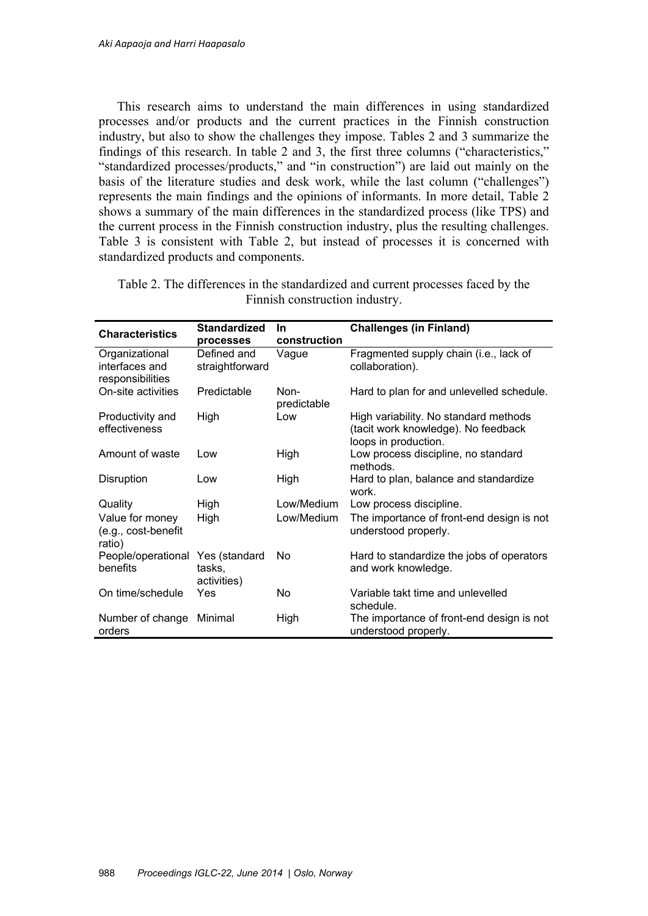This research aims to understand the main differences in using standardized processes and/or products and the current practices in the Finnish construction industry, but also to show the challenges they impose. Tables 2 and 3 summarize the findings of this research. In table 2 and 3, the first three columns ("characteristics," "standardized processes/products," and "in construction") are laid out mainly on the basis of the literature studies and desk work, while the last column ("challenges") represents the main findings and the opinions of informants. In more detail, Table 2 shows a summary of the main differences in the standardized process (like TPS) and the current process in the Finnish construction industry, plus the resulting challenges. Table 3 is consistent with Table 2, but instead of processes it is concerned with standardized products and components.

Table 2. The differences in the standardized and current processes faced by the Finnish construction industry.

| Characteristics | Standardized processes | In construction | Challenges (in Finland) |
|---|---|---|---|
| Organizational interfaces and responsibilities | Defined and straightforward | Vague | Fragmented supply chain (i.e., lack of collaboration). |
| On-site activities | Predictable | Non-predictable | Hard to plan for and unlevelled schedule. |
| Productivity and effectiveness | High | Low | High variability. No standard methods (tacit work knowledge). No feedback loops in production. |
| Amount of waste | Low | High | Low process discipline, no standard methods. |
| Disruption | Low | High | Hard to plan, balance and standardize work. |
| Quality | High | Low/Medium | Low process discipline. |
| Value for money (e.g., cost-benefit ratio) | High | Low/Medium | The importance of front-end design is not understood properly. |
| People/operational benefits | Yes (standard tasks, activities) | No | Hard to standardize the jobs of operators and work knowledge. |
| On time/schedule | Yes | No | Variable takt time and unlevelled schedule. |
| Number of change orders | Minimal | High | The importance of front-end design is not understood properly. |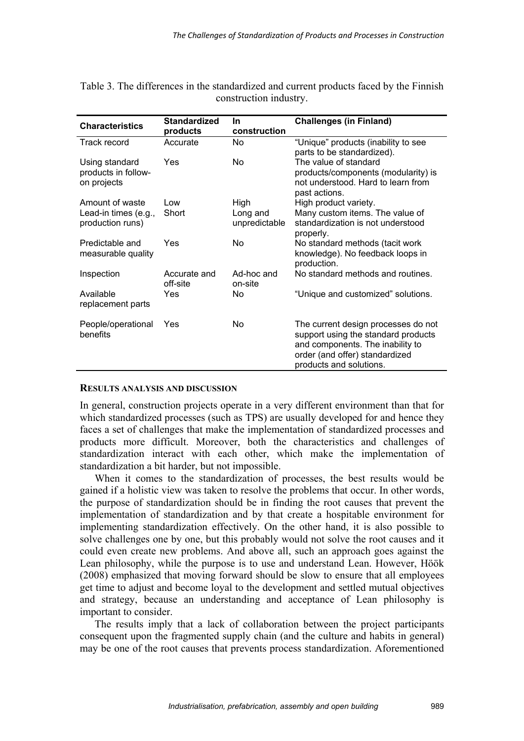Table 3. The differences in the standardized and current products faced by the Finnish construction industry.

| Characteristics | Standardized products | In construction | Challenges (in Finland) |
|---|---|---|---|
| Track record | Accurate | No | "Unique" products (inability to see parts to be standardized). |
| Using standard products in follow-on projects | Yes | No | The value of standard products/components (modularity) is not understood. Hard to learn from past actions. |
| Amount of waste | Low | High | High product variety. |
| Lead-in times (e.g., production runs) | Short | Long and unpredictable | Many custom items. The value of standardization is not understood properly. |
| Predictable and measurable quality | Yes | No | No standard methods (tacit work knowledge). No feedback loops in production. |
| Inspection | Accurate and off-site | Ad-hoc and on-site | No standard methods and routines. |
| Available replacement parts | Yes | No | "Unique and customized" solutions. |
| People/operational benefits | Yes | No | The current design processes do not support using the standard products and components. The inability to order (and offer) standardized products and solutions. |

## RESULTS ANALYSIS AND DISCUSSION

In general, construction projects operate in a very different environment than that for which standardized processes (such as TPS) are usually developed for and hence they faces a set of challenges that make the implementation of standardized processes and products more difficult. Moreover, both the characteristics and challenges of standardization interact with each other, which make the implementation of standardization a bit harder, but not impossible.

When it comes to the standardization of processes, the best results would be gained if a holistic view was taken to resolve the problems that occur. In other words, the purpose of standardization should be in finding the root causes that prevent the implementation of standardization and by that create a hospitable environment for implementing standardization effectively. On the other hand, it is also possible to solve challenges one by one, but this probably would not solve the root causes and it could even create new problems. And above all, such an approach goes against the Lean philosophy, while the purpose is to use and understand Lean. However, Höök (2008) emphasized that moving forward should be slow to ensure that all employees get time to adjust and become loyal to the development and settled mutual objectives and strategy, because an understanding and acceptance of Lean philosophy is important to consider.

The results imply that a lack of collaboration between the project participants consequent upon the fragmented supply chain (and the culture and habits in general) may be one of the root causes that prevents process standardization. Aforementioned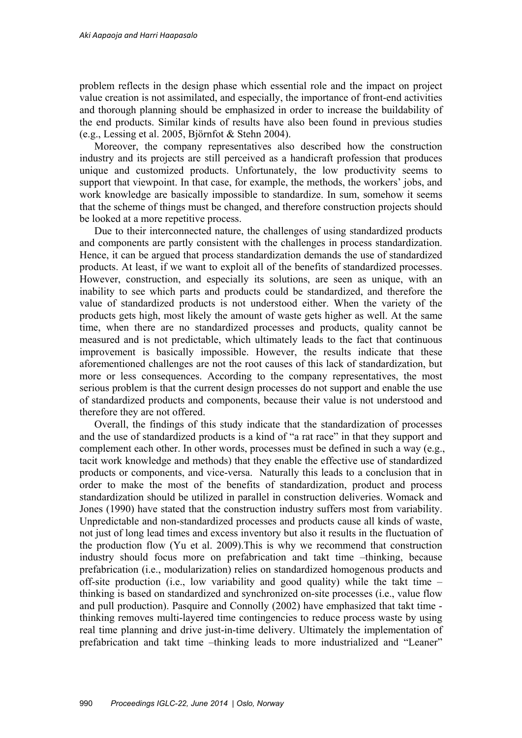problem reflects in the design phase which essential role and the impact on project value creation is not assimilated, and especially, the importance of front-end activities and thorough planning should be emphasized in order to increase the buildability of the end products. Similar kinds of results have also been found in previous studies (e.g., Lessing et al. 2005, Björnfot & Stehn 2004).

Moreover, the company representatives also described how the construction industry and its projects are still perceived as a handicraft profession that produces unique and customized products. Unfortunately, the low productivity seems to support that viewpoint. In that case, for example, the methods, the workers' jobs, and work knowledge are basically impossible to standardize. In sum, somehow it seems that the scheme of things must be changed, and therefore construction projects should be looked at a more repetitive process.

Due to their interconnected nature, the challenges of using standardized products and components are partly consistent with the challenges in process standardization. Hence, it can be argued that process standardization demands the use of standardized products. At least, if we want to exploit all of the benefits of standardized processes. However, construction, and especially its solutions, are seen as unique, with an inability to see which parts and products could be standardized, and therefore the value of standardized products is not understood either. When the variety of the products gets high, most likely the amount of waste gets higher as well. At the same time, when there are no standardized processes and products, quality cannot be measured and is not predictable, which ultimately leads to the fact that continuous improvement is basically impossible. However, the results indicate that these aforementioned challenges are not the root causes of this lack of standardization, but more or less consequences. According to the company representatives, the most serious problem is that the current design processes do not support and enable the use of standardized products and components, because their value is not understood and therefore they are not offered.

Overall, the findings of this study indicate that the standardization of processes and the use of standardized products is a kind of "a rat race" in that they support and complement each other. In other words, processes must be defined in such a way (e.g., tacit work knowledge and methods) that they enable the effective use of standardized products or components, and vice-versa. Naturally this leads to a conclusion that in order to make the most of the benefits of standardization, product and process standardization should be utilized in parallel in construction deliveries. Womack and Jones (1990) have stated that the construction industry suffers most from variability. Unpredictable and non-standardized processes and products cause all kinds of waste, not just of long lead times and excess inventory but also it results in the fluctuation of the production flow (Yu et al. 2009).This is why we recommend that construction industry should focus more on prefabrication and takt time –thinking, because prefabrication (i.e., modularization) relies on standardized homogenous products and off-site production (i.e., low variability and good quality) while the takt time –thinking is based on standardized and synchronized on-site processes (i.e., value flow and pull production). Pasquire and Connolly (2002) have emphasized that takt time -thinking removes multi-layered time contingencies to reduce process waste by using real time planning and drive just-in-time delivery. Ultimately the implementation of prefabrication and takt time –thinking leads to more industrialized and "Leaner"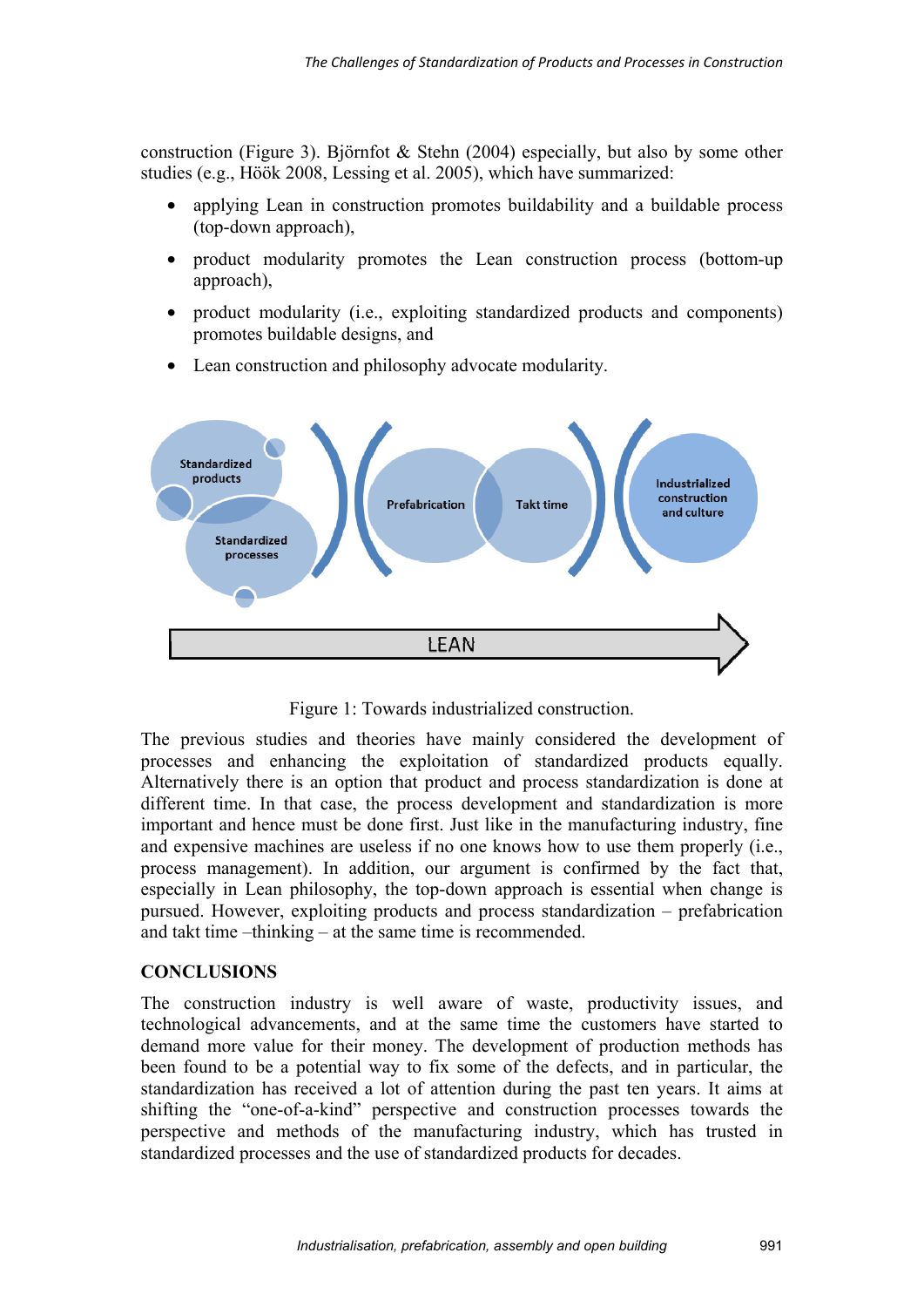construction (Figure 3). Björnfot & Stehn (2004) especially, but also by some other studies (e.g., Höök 2008, Lessing et al. 2005), which have summarized:

- applying Lean in construction promotes buildability and a buildable process (top-down approach),
- product modularity promotes the Lean construction process (bottom-up approach),
- product modularity (i.e., exploiting standardized products and components) promotes buildable designs, and
- Lean construction and philosophy advocate modularity.

Figure 1: Towards industrialized construction.

The previous studies and theories have mainly considered the development of processes and enhancing the exploitation of standardized products equally. Alternatively there is an option that product and process standardization is done at different time. In that case, the process development and standardization is more important and hence must be done first. Just like in the manufacturing industry, fine and expensive machines are useless if no one knows how to use them properly (i.e., process management). In addition, our argument is confirmed by the fact that, especially in Lean philosophy, the top-down approach is essential when change is pursued. However, exploiting products and process standardization – prefabrication and takt time –thinking – at the same time is recommended.

## CONCLUSIONS

The construction industry is well aware of waste, productivity issues, and technological advancements, and at the same time the customers have started to demand more value for their money. The development of production methods has been found to be a potential way to fix some of the defects, and in particular, the standardization has received a lot of attention during the past ten years. It aims at shifting the "one-of-a-kind" perspective and construction processes towards the perspective and methods of the manufacturing industry, which has trusted in standardized processes and the use of standardized products for decades.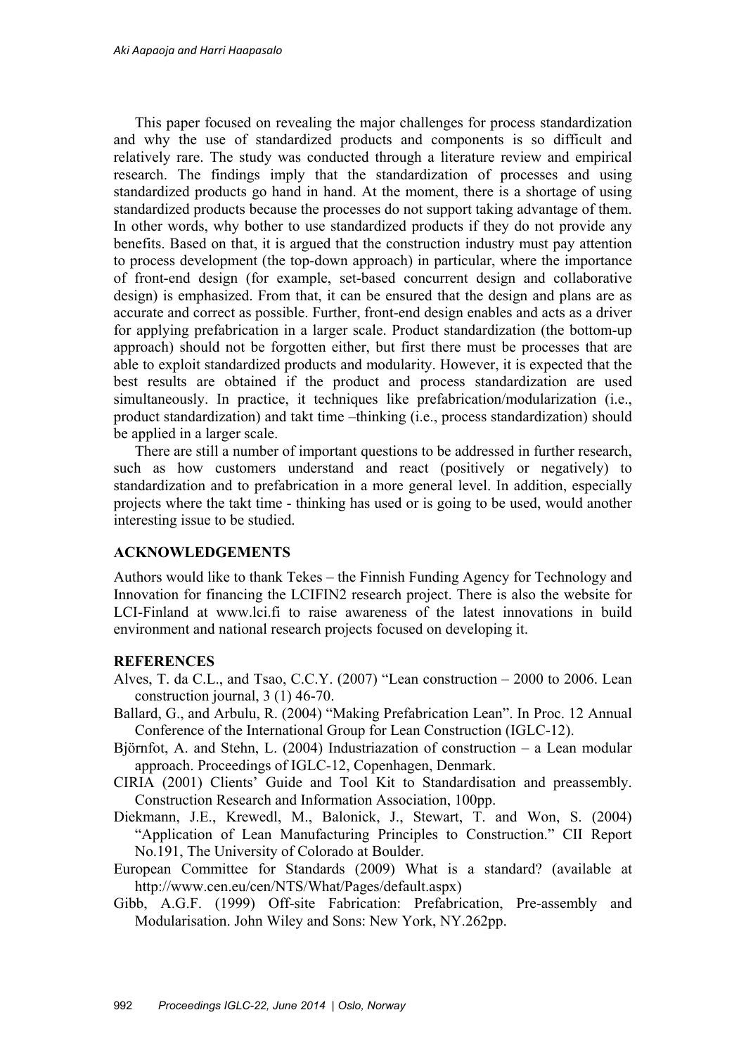This paper focused on revealing the major challenges for process standardization and why the use of standardized products and components is so difficult and relatively rare. The study was conducted through a literature review and empirical research. The findings imply that the standardization of processes and using standardized products go hand in hand. At the moment, there is a shortage of using standardized products because the processes do not support taking advantage of them. In other words, why bother to use standardized products if they do not provide any benefits. Based on that, it is argued that the construction industry must pay attention to process development (the top-down approach) in particular, where the importance of front-end design (for example, set-based concurrent design and collaborative design) is emphasized. From that, it can be ensured that the design and plans are as accurate and correct as possible. Further, front-end design enables and acts as a driver for applying prefabrication in a larger scale. Product standardization (the bottom-up approach) should not be forgotten either, but first there must be processes that are able to exploit standardized products and modularity. However, it is expected that the best results are obtained if the product and process standardization are used simultaneously. In practice, it techniques like prefabrication/modularization (i.e., product standardization) and takt time –thinking (i.e., process standardization) should be applied in a larger scale.

There are still a number of important questions to be addressed in further research, such as how customers understand and react (positively or negatively) to standardization and to prefabrication in a more general level. In addition, especially projects where the takt time - thinking has used or is going to be used, would another interesting issue to be studied.

## ACKNOWLEDGEMENTS

Authors would like to thank Tekes – the Finnish Funding Agency for Technology and Innovation for financing the LCIFIN2 research project. There is also the website for LCI-Finland at www.lci.fi to raise awareness of the latest innovations in build environment and national research projects focused on developing it.

## REFERENCES

Alves, T. da C.L., and Tsao, C.C.Y. (2007) "Lean construction – 2000 to 2006. Lean construction journal, 3 (1) 46-70.

Ballard, G., and Arbulu, R. (2004) "Making Prefabrication Lean". In Proc. 12 Annual Conference of the International Group for Lean Construction (IGLC-12).

Björnfot, A. and Stehn, L. (2004) Industriazation of construction – a Lean modular approach. Proceedings of IGLC-12, Copenhagen, Denmark.

CIRIA (2001) Clients' Guide and Tool Kit to Standardisation and preassembly. Construction Research and Information Association, 100pp.

Diekmann, J.E., Krewedl, M., Balonick, J., Stewart, T. and Won, S. (2004) "Application of Lean Manufacturing Principles to Construction." CII Report No.191, The University of Colorado at Boulder.

European Committee for Standards (2009) What is a standard? (available at http://www.cen.eu/cen/NTS/What/Pages/default.aspx)

Gibb, A.G.F. (1999) Off-site Fabrication: Prefabrication, Pre-assembly and Modularisation. John Wiley and Sons: New York, NY.262pp.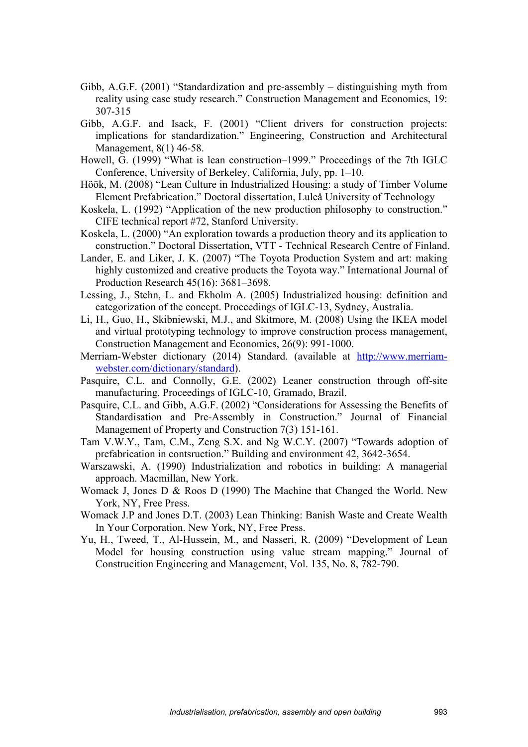Gibb, A.G.F. (2001) “Standardization and pre-assembly – distinguishing myth from reality using case study research.” Construction Management and Economics, 19: 307-315

Gibb, A.G.F. and Isack, F. (2001) “Client drivers for construction projects: implications for standardization.” Engineering, Construction and Architectural Management, 8(1) 46-58.

Howell, G. (1999) “What is lean construction–1999.” Proceedings of the 7th IGLC Conference, University of Berkeley, California, July, pp. 1–10.

Höök, M. (2008) “Lean Culture in Industrialized Housing: a study of Timber Volume Element Prefabrication.” Doctoral dissertation, Luleå University of Technology

Koskela, L. (1992) “Application of the new production philosophy to construction.” CIFE technical report #72, Stanford University.

Koskela, L. (2000) “An exploration towards a production theory and its application to construction.” Doctoral Dissertation, VTT - Technical Research Centre of Finland.

Lander, E. and Liker, J. K. (2007) “The Toyota Production System and art: making highly customized and creative products the Toyota way.” International Journal of Production Research 45(16): 3681–3698.

Lessing, J., Stehn, L. and Ekholm A. (2005) Industrialized housing: definition and categorization of the concept. Proceedings of IGLC-13, Sydney, Australia.

Li, H., Guo, H., Skibniewski, M.J., and Skitmore, M. (2008) Using the IKEA model and virtual prototyping technology to improve construction process management, Construction Management and Economics, 26(9): 991-1000.

Merriam-Webster dictionary (2014) Standard. (available at http://www.merriam-webster.com/dictionary/standard).

Pasquire, C.L. and Connolly, G.E. (2002) Leaner construction through off-site manufacturing. Proceedings of IGLC-10, Gramado, Brazil.

Pasquire, C.L. and Gibb, A.G.F. (2002) “Considerations for Assessing the Benefits of Standardisation and Pre-Assembly in Construction.” Journal of Financial Management of Property and Construction 7(3) 151-161.

Tam V.W.Y., Tam, C.M., Zeng S.X. and Ng W.C.Y. (2007) “Towards adoption of prefabrication in contsruction.” Building and environment 42, 3642-3654.

Warszawski, A. (1990) Industrialization and robotics in building: A managerial approach. Macmillan, New York.

Womack J, Jones D & Roos D (1990) The Machine that Changed the World. New York, NY, Free Press.

Womack J.P and Jones D.T. (2003) Lean Thinking: Banish Waste and Create Wealth In Your Corporation. New York, NY, Free Press.

Yu, H., Tweed, T., Al-Hussein, M., and Nasseri, R. (2009) “Development of Lean Model for housing construction using value stream mapping.” Journal of Construcition Engineering and Management, Vol. 135, No. 8, 782-790.